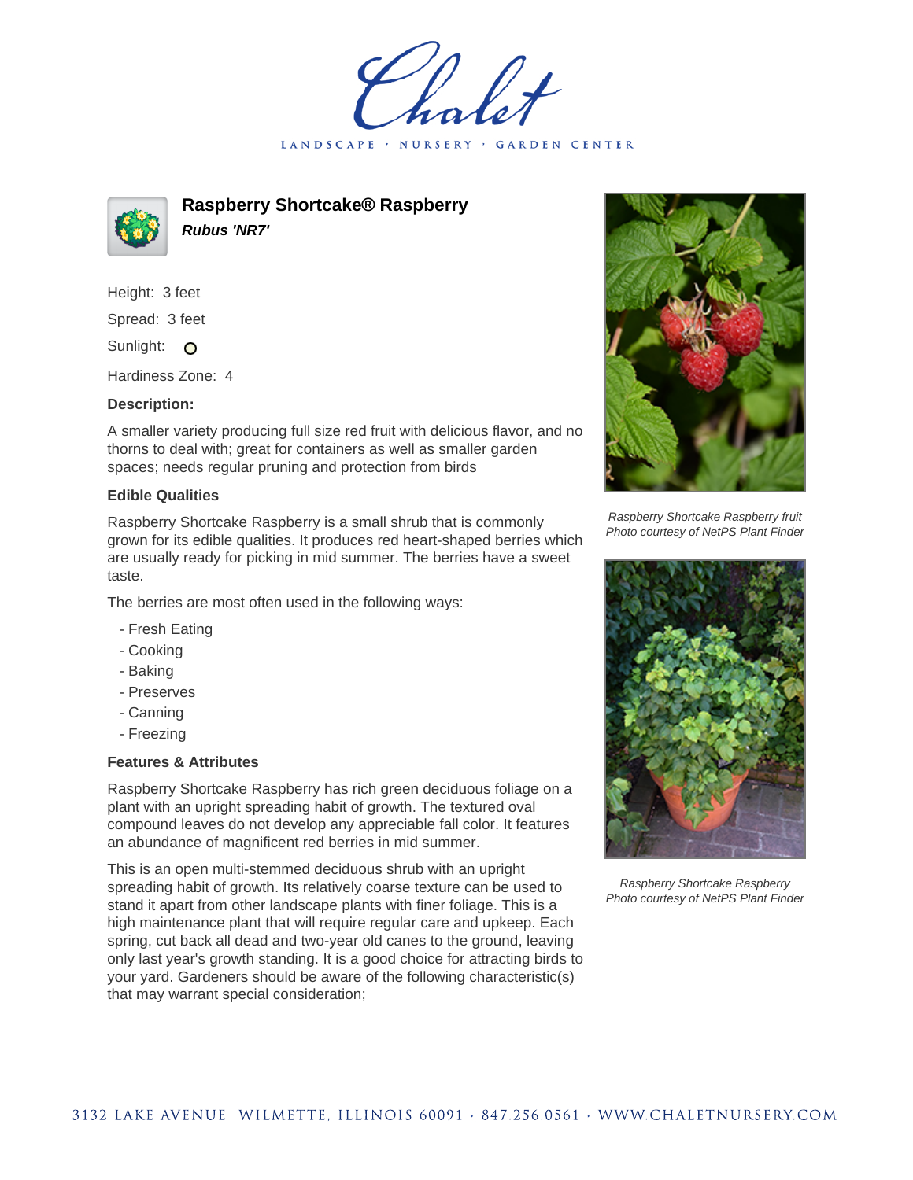# Raspberry Shortcake® Raspberry

***Rubus 'NR7'***

Height: 3 feet

Spread: 3 feet

Sunlight:

Hardiness Zone: 4

**Description:**

A smaller variety producing full size red fruit with delicious flavor, and no thorns to deal with; great for containers as well as smaller garden spaces; needs regular pruning and protection from birds

### Edible Qualities

Raspberry Shortcake Raspberry is a small shrub that is commonly grown for its edible qualities. It produces red heart-shaped berries which are usually ready for picking in mid summer. The berries have a sweet taste.

The berries are most often used in the following ways:

- Fresh Eating
- Cooking
- Baking
- Preserves
- Canning
- Freezing

### Features & Attributes

Raspberry Shortcake Raspberry has rich green deciduous foliage on a plant with an upright spreading habit of growth. The textured oval compound leaves do not develop any appreciable fall color. It features an abundance of magnificent red berries in mid summer.

This is an open multi-stemmed deciduous shrub with an upright spreading habit of growth. Its relatively coarse texture can be used to stand it apart from other landscape plants with finer foliage. This is a high maintenance plant that will require regular care and upkeep. Each spring, cut back all dead and two-year old canes to the ground, leaving only last year's growth standing. It is a good choice for attracting birds to your yard. Gardeners should be aware of the following characteristic(s) that may warrant special consideration;

*Raspberry Shortcake Raspberry fruit*
*Photo courtesy of NetPS Plant Finder*

*Raspberry Shortcake Raspberry*
*Photo courtesy of NetPS Plant Finder*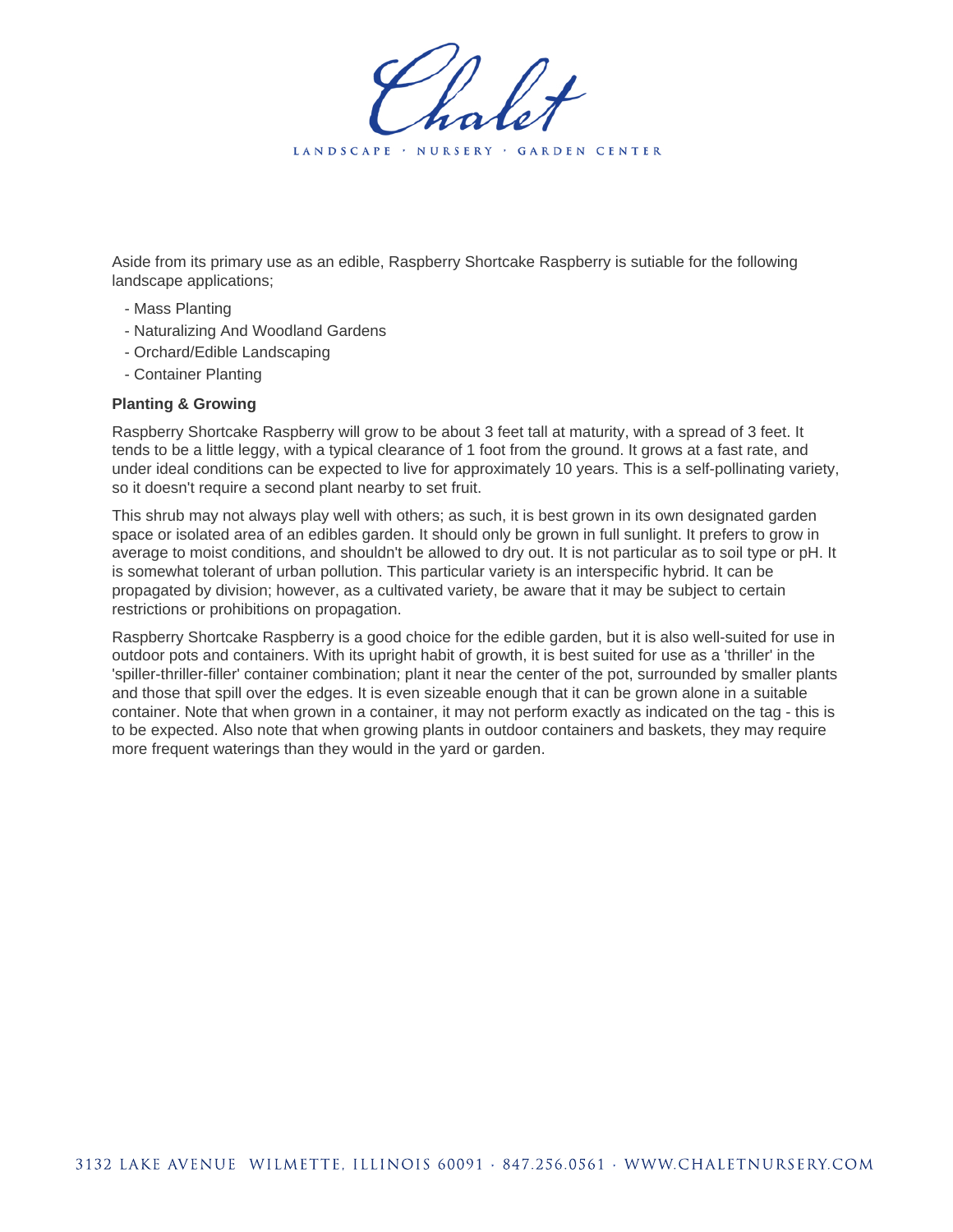Aside from its primary use as an edible, Raspberry Shortcake Raspberry is sutiable for the following landscape applications;

- Mass Planting
- Naturalizing And Woodland Gardens
- Orchard/Edible Landscaping
- Container Planting

**Planting & Growing**

Raspberry Shortcake Raspberry will grow to be about 3 feet tall at maturity, with a spread of 3 feet. It tends to be a little leggy, with a typical clearance of 1 foot from the ground. It grows at a fast rate, and under ideal conditions can be expected to live for approximately 10 years. This is a self-pollinating variety, so it doesn't require a second plant nearby to set fruit.

This shrub may not always play well with others; as such, it is best grown in its own designated garden space or isolated area of an edibles garden. It should only be grown in full sunlight. It prefers to grow in average to moist conditions, and shouldn't be allowed to dry out. It is not particular as to soil type or pH. It is somewhat tolerant of urban pollution. This particular variety is an interspecific hybrid. It can be propagated by division; however, as a cultivated variety, be aware that it may be subject to certain restrictions or prohibitions on propagation.

Raspberry Shortcake Raspberry is a good choice for the edible garden, but it is also well-suited for use in outdoor pots and containers. With its upright habit of growth, it is best suited for use as a 'thriller' in the 'spiller-thriller-filler' container combination; plant it near the center of the pot, surrounded by smaller plants and those that spill over the edges. It is even sizeable enough that it can be grown alone in a suitable container. Note that when grown in a container, it may not perform exactly as indicated on the tag - this is to be expected. Also note that when growing plants in outdoor containers and baskets, they may require more frequent waterings than they would in the yard or garden.